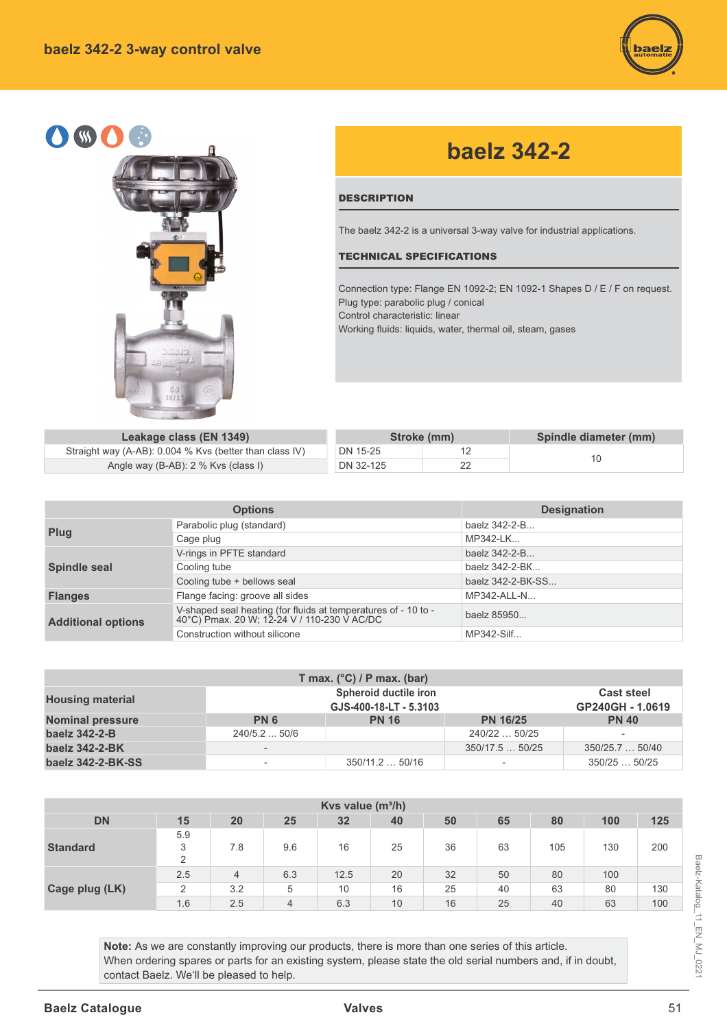# baelz 342-2 3-way control valve

## baelz 342-2

### DESCRIPTION

The baelz 342-2 is a universal 3-way valve for industrial applications.

### TECHNICAL SPECIFICATIONS

Connection type: Flange EN 1092-2; EN 1092-1 Shapes D / E / F on request.
Plug type: parabolic plug / conical
Control characteristic: linear
Working fluids: liquids, water, thermal oil, steam, gases

| Leakage class (EN 1349) |
|---|
| Straight way (A-AB): 0.004 % Kvs (better than class IV) |
| Angle way (B-AB): 2 % Kvs (class I) |

| Stroke (mm) | | Spindle diameter (mm) |
|---|---|---|
| DN 15-25 | 12 | 10 |
| DN 32-125 | 22 | |

| Options | | Designation |
|---|---|---|
| **Plug** | Parabolic plug (standard) | baelz 342-2-B... |
| | Cage plug | MP342-LK... |
| **Spindle seal** | V-rings in PFTE standard | baelz 342-2-B... |
| | Cooling tube | baelz 342-2-BK... |
| | Cooling tube + bellows seal | baelz 342-2-BK-SS... |
| **Flanges** | Flange facing: groove all sides | MP342-ALL-N... |
| **Additional options** | V-shaped seal heating (for fluids at temperatures of - 10 to - 40°C) Pmax. 20 W; 12-24 V / 110-230 V AC/DC | baelz 85950... |
| | Construction without silicone | MP342-Silf... |

| T max. (°C) / P max. (bar) | | | | |
|---|---|---|---|---|
| **Housing material** | Spheroid ductile iron GJS-400-18-LT - 5.3103 | | | Cast steel GP240GH - 1.0619 |
| **Nominal pressure** | PN 6 | PN 16 | PN 16/25 | PN 40 |
| **baelz 342-2-B** | 240/5.2 ... 50/6 | | 240/22 … 50/25 | - |
| **baelz 342-2-BK** | - | | 350/17.5 … 50/25 | 350/25.7 … 50/40 |
| **baelz 342-2-BK-SS** | - | 350/11.2 … 50/16 | - | 350/25 … 50/25 |

| Kvs value (m³/h) | | | | | | | | | | |
|---|---|---|---|---|---|---|---|---|---|---|
| **DN** | **15** | **20** | **25** | **32** | **40** | **50** | **65** | **80** | **100** | **125** |
| **Standard** | 5.9 / 3 / 2 | 7.8 | 9.6 | 16 | 25 | 36 | 63 | 105 | 130 | 200 |
| **Cage plug (LK)** | 2.5 | 4 | 6.3 | 12.5 | 20 | 32 | 50 | 80 | 100 | |
| | 2 | 3.2 | 5 | 10 | 16 | 25 | 40 | 63 | 80 | 130 |
| | 1.6 | 2.5 | 4 | 6.3 | 10 | 16 | 25 | 40 | 63 | 100 |

**Note:** As we are constantly improving our products, there is more than one series of this article. When ordering spares or parts for an existing system, please state the old serial numbers and, if in doubt, contact Baelz. We'll be pleased to help.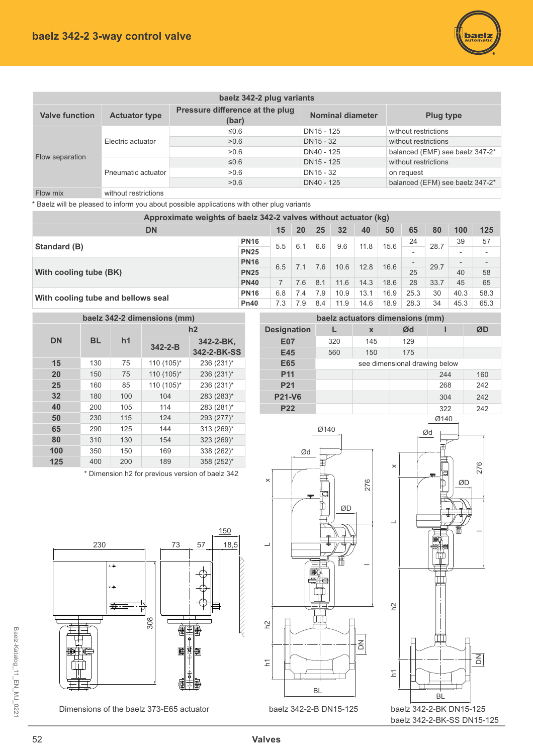# baelz 342-2 3-way control valve

| baelz 342-2 plug variants | | | | |
|---|---|---|---|---|
| **Valve function** | **Actuator type** | **Pressure difference at the plug (bar)** | **Nominal diameter** | **Plug type** |
| Flow separation | Electric actuator | ≤0.6 | DN15 - 125 | without restrictions |
| | | >0.6 | DN15 - 32 | without restrictions |
| | | >0.6 | DN40 - 125 | balanced (EMF) see baelz 347-2* |
| | Pneumatic actuator | ≤0.6 | DN15 - 125 | without restrictions |
| | | >0.6 | DN15 - 32 | on request |
| | | >0.6 | DN40 - 125 | balanced (EFM) see baelz 347-2* |
| Flow mix | without restrictions | | | |

\* Baelz will be pleased to inform you about possible applications with other plug variants

| Approximate weights of baelz 342-2 valves without actuator (kg) | | | | | | | | | | | | |
|---|---|---|---|---|---|---|---|---|---|---|---|---|
| **DN** | | **15** | **20** | **25** | **32** | **40** | **50** | **65** | **80** | **100** | **125** |
| **Standard (B)** | **PN16** | 5.5 | 6.1 | 6.6 | 9.6 | 11.8 | 15.6 | 24 | 28.7 | 39 | 57 |
| | **PN25** | | | | | | | - | | - | - |
| **With cooling tube (BK)** | **PN16** | 6.5 | 7.1 | 7.6 | 10.6 | 12.8 | 16.6 | - | 29.7 | - | - |
| | **PN25** | | | | | | | 25 | | 40 | 58 |
| | **PN40** | 7 | 7.6 | 8.1 | 11.6 | 14.3 | 18.6 | 28 | 33.7 | 45 | 65 |
| **With cooling tube and bellows seal** | **PN16** | 6.8 | 7.4 | 7.9 | 10.9 | 13.1 | 16.9 | 25.3 | 30 | 40.3 | 58.3 |
| | **Pn40** | 7.3 | 7.9 | 8.4 | 11.9 | 14.6 | 18.9 | 28.3 | 34 | 45.3 | 65.3 |

| baelz 342-2 dimensions (mm) | | | | |
|---|---|---|---|---|
| **DN** | **BL** | **h1** | **h2** | |
| | | | **342-2-B** | **342-2-BK, 342-2-BK-SS** |
| **15** | 130 | 75 | 110 (105)* | 236 (231)* |
| **20** | 150 | 75 | 110 (105)* | 236 (231)* |
| **25** | 160 | 85 | 110 (105)* | 236 (231)* |
| **32** | 180 | 100 | 104 | 283 (283)* |
| **40** | 200 | 105 | 114 | 283 (281)* |
| **50** | 230 | 115 | 124 | 293 (277)* |
| **65** | 290 | 125 | 144 | 313 (269)* |
| **80** | 310 | 130 | 154 | 323 (269)* |
| **100** | 350 | 150 | 169 | 338 (262)* |
| **125** | 400 | 200 | 189 | 358 (252)* |

\* Dimension h2 for previous version of baelz 342

| baelz actuators dimensions (mm) | | | | | |
|---|---|---|---|---|---|
| **Designation** | **L** | **x** | **Ød** | **l** | **ØD** |
| **E07** | 320 | 145 | 129 | | |
| **E45** | 560 | 150 | 175 | | |
| **E65** | see dimensional drawing below | | | | |
| **P11** | | | | 244 | 160 |
| **P21** | | | | 268 | 242 |
| **P21-V6** | | | | 304 | 242 |
| **P22** | | | | 322 | 242 |

Dimensions of the baelz 373-E65 actuator

baelz 342-2-B DN15-125

baelz 342-2-BK DN15-125
baelz 342-2-BK-SS DN15-125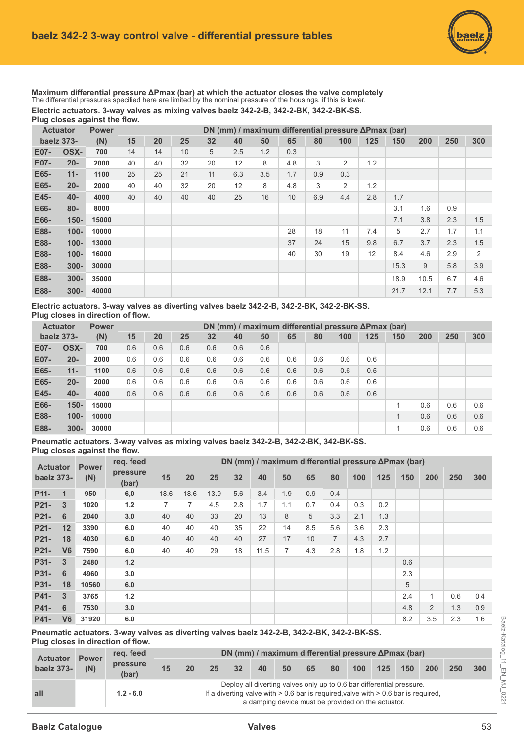# baelz 342-2 3-way control valve - differential pressure tables

**Maximum differential pressure ΔPmax (bar) at which the actuator closes the valve completely**
The differential pressures specified here are limited by the nominal pressure of the housings, if this is lower.

**Electric actuators. 3-way valves as mixing valves baelz 342-2-B, 342-2-BK, 342-2-BK-SS.**
**Plug closes against the flow.**

| Actuator baelz 373- | | Power (N) | DN (mm) / maximum differential pressure ΔPmax (bar) | | | | | | | | | | | | | |
|---|---|---|---|---|---|---|---|---|---|---|---|---|---|---|---|---|
| | | | 15 | 20 | 25 | 32 | 40 | 50 | 65 | 80 | 100 | 125 | 150 | 200 | 250 | 300 |
| E07- | OSX- | 700 | 14 | 14 | 10 | 5 | 2.5 | 1.2 | 0.3 | | | | | | | |
| E07- | 20- | 2000 | 40 | 40 | 32 | 20 | 12 | 8 | 4.8 | 3 | 2 | 1.2 | | | | |
| E65- | 11- | 1100 | 25 | 25 | 21 | 11 | 6.3 | 3.5 | 1.7 | 0.9 | 0.3 | | | | | |
| E65- | 20- | 2000 | 40 | 40 | 32 | 20 | 12 | 8 | 4.8 | 3 | 2 | 1.2 | | | | |
| E45- | 40- | 4000 | 40 | 40 | 40 | 40 | 25 | 16 | 10 | 6.9 | 4.4 | 2.8 | 1.7 | | | |
| E66- | 80- | 8000 | | | | | | | | | | | 3.1 | 1.6 | 0.9 | |
| E66- | 150- | 15000 | | | | | | | | | | | 7.1 | 3.8 | 2.3 | 1.5 |
| E88- | 100- | 10000 | | | | | | | 28 | 18 | 11 | 7.4 | 5 | 2.7 | 1.7 | 1.1 |
| E88- | 100- | 13000 | | | | | | | 37 | 24 | 15 | 9.8 | 6.7 | 3.7 | 2.3 | 1.5 |
| E88- | 100- | 16000 | | | | | | | 40 | 30 | 19 | 12 | 8.4 | 4.6 | 2.9 | 2 |
| E88- | 300- | 30000 | | | | | | | | | | | 15.3 | 9 | 5.8 | 3.9 |
| E88- | 300- | 35000 | | | | | | | | | | | 18.9 | 10.5 | 6.7 | 4.6 |
| E88- | 300- | 40000 | | | | | | | | | | | 21.7 | 12.1 | 7.7 | 5.3 |

**Electric actuators. 3-way valves as diverting valves baelz 342-2-B, 342-2-BK, 342-2-BK-SS.**
**Plug closes in direction of flow.**

| Actuator baelz 373- | | Power (N) | DN (mm) / maximum differential pressure ΔPmax (bar) | | | | | | | | | | | | | |
|---|---|---|---|---|---|---|---|---|---|---|---|---|---|---|---|---|
| | | | 15 | 20 | 25 | 32 | 40 | 50 | 65 | 80 | 100 | 125 | 150 | 200 | 250 | 300 |
| E07- | OSX- | 700 | 0.6 | 0.6 | 0.6 | 0.6 | 0.6 | 0.6 | | | | | | | | |
| E07- | 20- | 2000 | 0.6 | 0.6 | 0.6 | 0.6 | 0.6 | 0.6 | 0.6 | 0.6 | 0.6 | 0.6 | | | | |
| E65- | 11- | 1100 | 0.6 | 0.6 | 0.6 | 0.6 | 0.6 | 0.6 | 0.6 | 0.6 | 0.6 | 0.5 | | | | |
| E65- | 20- | 2000 | 0.6 | 0.6 | 0.6 | 0.6 | 0.6 | 0.6 | 0.6 | 0.6 | 0.6 | 0.6 | | | | |
| E45- | 40- | 4000 | 0.6 | 0.6 | 0.6 | 0.6 | 0.6 | 0.6 | 0.6 | 0.6 | 0.6 | 0.6 | | | | |
| E66- | 150- | 15000 | | | | | | | | | | | 1 | 0.6 | 0.6 | 0.6 |
| E88- | 100- | 10000 | | | | | | | | | | | 1 | 0.6 | 0.6 | 0.6 |
| E88- | 300- | 30000 | | | | | | | | | | | 1 | 0.6 | 0.6 | 0.6 |

**Pneumatic actuators. 3-way valves as mixing valves baelz 342-2-B, 342-2-BK, 342-BK-SS.**
**Plug closes against the flow.**

| Actuator baelz 373- | | Power (N) | req. feed pressure (bar) | DN (mm) / maximum differential pressure ΔPmax (bar) | | | | | | | | | | | | | |
|---|---|---|---|---|---|---|---|---|---|---|---|---|---|---|---|---|---|
| | | | | 15 | 20 | 25 | 32 | 40 | 50 | 65 | 80 | 100 | 125 | 150 | 200 | 250 | 300 |
| P11- | 1 | 950 | 6,0 | 18.6 | 18.6 | 13.9 | 5.6 | 3.4 | 1.9 | 0.9 | 0.4 | | | | | | |
| P21- | 3 | 1020 | 1.2 | 7 | 7 | 4.5 | 2.8 | 1.7 | 1.1 | 0.7 | 0.4 | 0.3 | 0.2 | | | | |
| P21- | 6 | 2040 | 3.0 | 40 | 40 | 33 | 20 | 13 | 8 | 5 | 3.3 | 2.1 | 1.3 | | | | |
| P21- | 12 | 3390 | 6.0 | 40 | 40 | 40 | 35 | 22 | 14 | 8.5 | 5.6 | 3.6 | 2.3 | | | | |
| P21- | 18 | 4030 | 6.0 | 40 | 40 | 40 | 40 | 27 | 17 | 10 | 7 | 4.3 | 2.7 | | | | |
| P21- | V6 | 7590 | 6.0 | 40 | 40 | 29 | 18 | 11.5 | 7 | 4.3 | 2.8 | 1.8 | 1.2 | | | | |
| P31- | 3 | 2480 | 1.2 | | | | | | | | | | | 0.6 | | | |
| P31- | 6 | 4960 | 3.0 | | | | | | | | | | | 2.3 | | | |
| P31- | 18 | 10560 | 6.0 | | | | | | | | | | | 5 | | | |
| P41- | 3 | 3765 | 1.2 | | | | | | | | | | | 2.4 | 1 | 0.6 | 0.4 |
| P41- | 6 | 7530 | 3.0 | | | | | | | | | | | 4.8 | 2 | 1.3 | 0.9 |
| P41- | V6 | 31920 | 6.0 | | | | | | | | | | | 8.2 | 3.5 | 2.3 | 1.6 |

**Pneumatic actuators. 3-way valves as diverting valves baelz 342-2-B, 342-2-BK, 342-2-BK-SS.**
**Plug closes in direction of flow.**

| Actuator baelz 373- | Power (N) | req. feed pressure (bar) | DN (mm) / maximum differential pressure ΔPmax (bar) |
|---|---|---|---|
| | | | 15 / 20 / 25 / 32 / 40 / 50 / 65 / 80 / 100 / 125 / 150 / 200 / 250 / 300 |
| all | | 1.2 - 6.0 | Deploy all diverting valves only up to 0.6 bar differential pressure. If a diverting valve with > 0.6 bar is required,valve with > 0.6 bar is required, a damping device must be provided on the actuator. |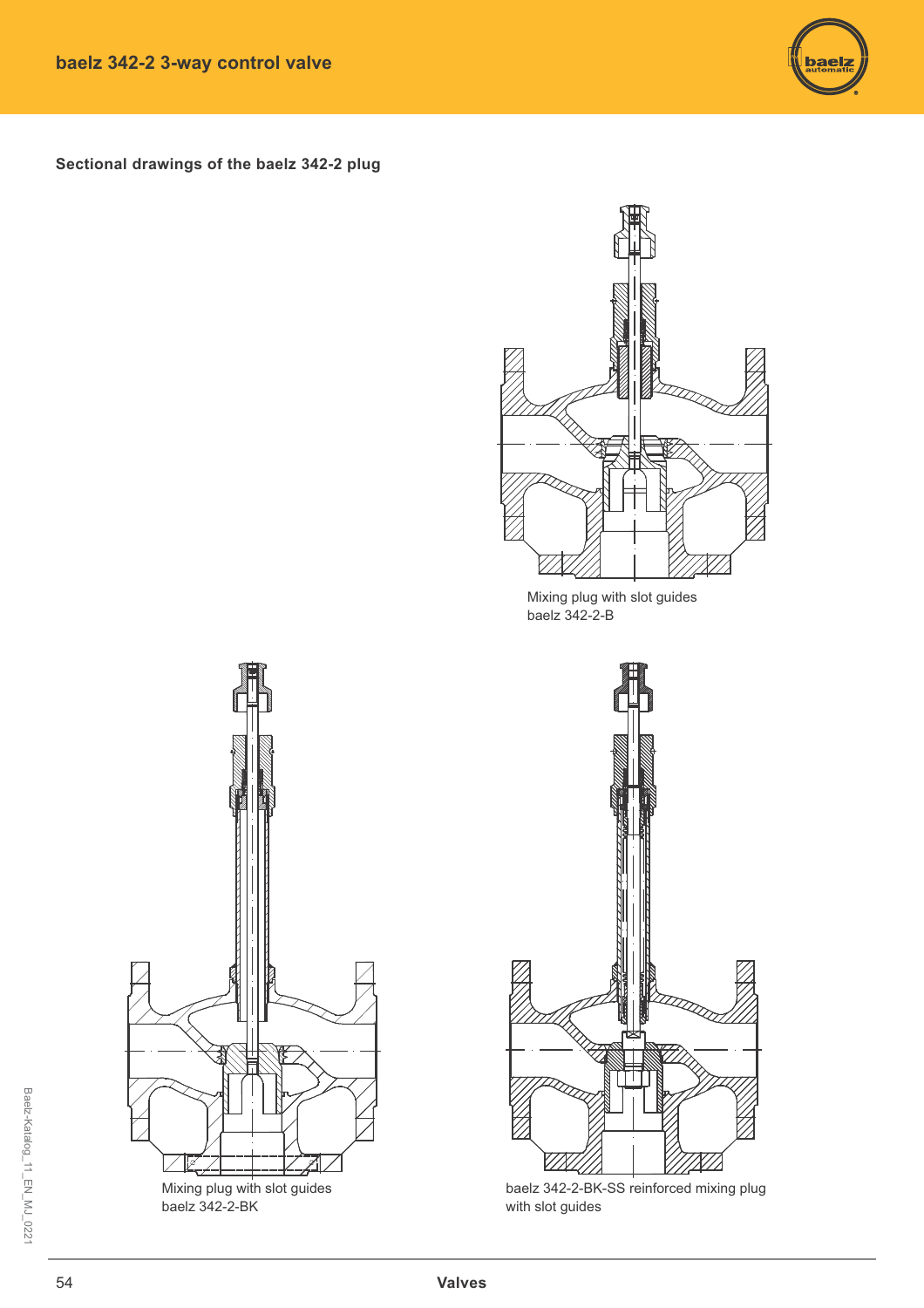## Sectional drawings of the baelz 342-2 plug

Mixing plug with slot guides
baelz 342-2-B

Mixing plug with slot guides
baelz 342-2-BK

baelz 342-2-BK-SS reinforced mixing plug
with slot guides